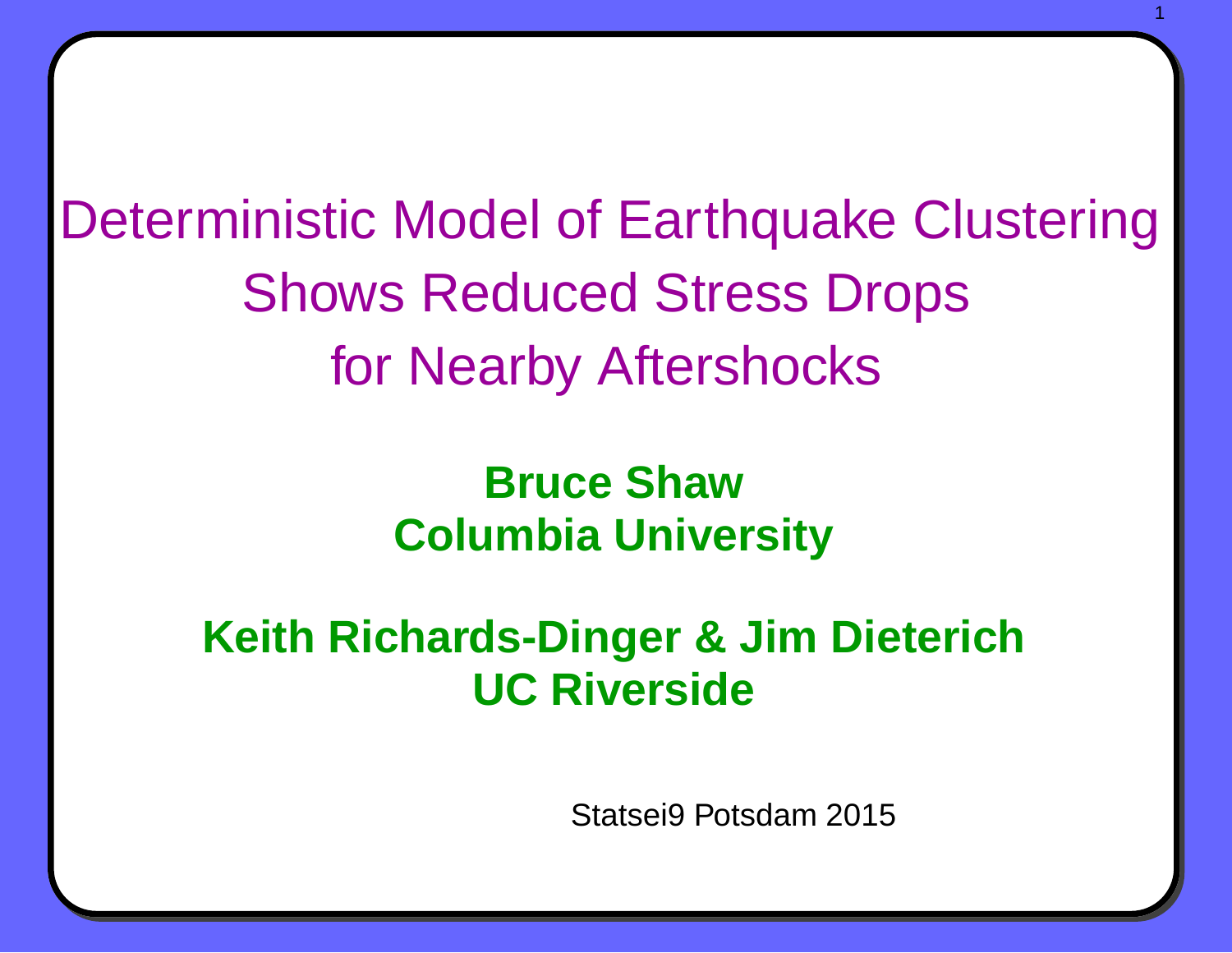# Deterministic Model of Earthquake Clustering Shows Reduced Stress Drops for Nearby Aftershocks

**Bruce Shaw**
**Columbia University**

**Keith Richards-Dinger & Jim Dieterich**
**UC Riverside**

Statsei9 Potsdam 2015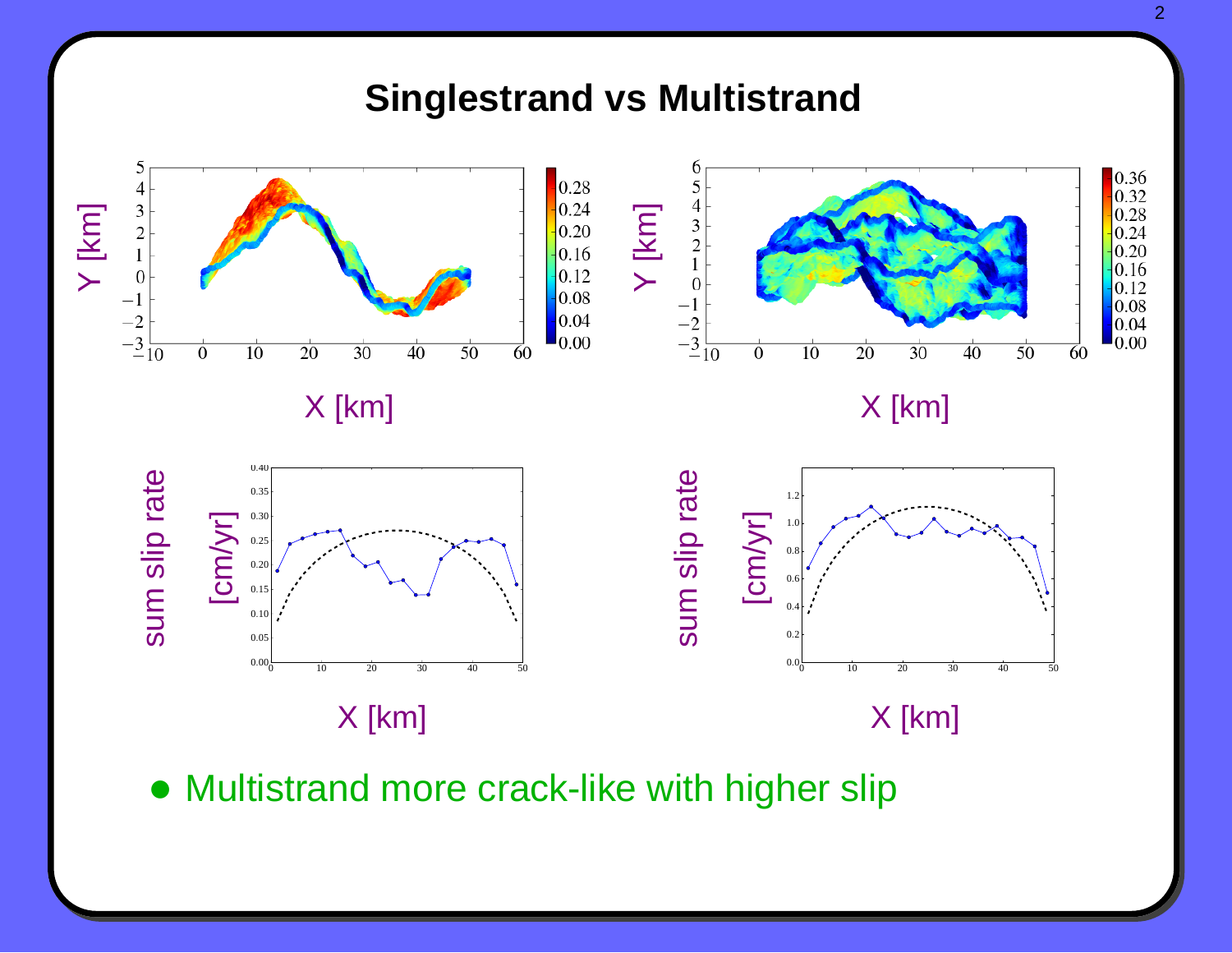# Singlestrand vs Multistrand

- Multistrand more crack-like with higher slip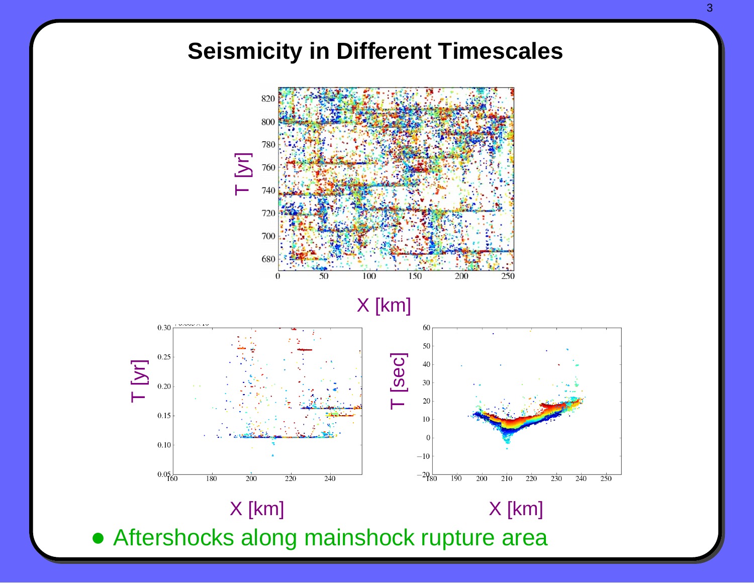# Seismicity in Different Timescales

- Aftershocks along mainshock rupture area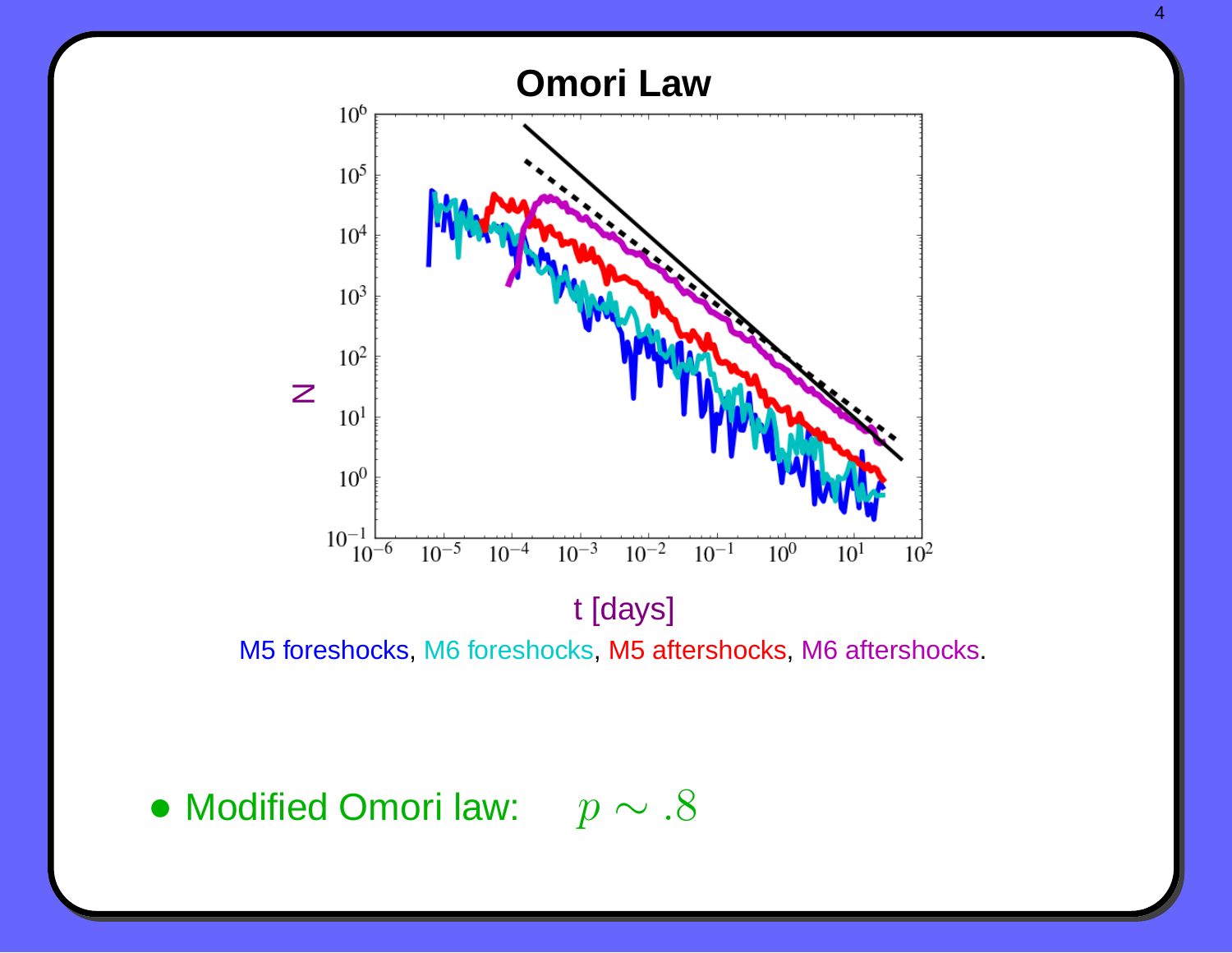# Omori Law

M5 foreshocks, M6 foreshocks, M5 aftershocks, M6 aftershocks.

- Modified Omori law: $p \sim .8$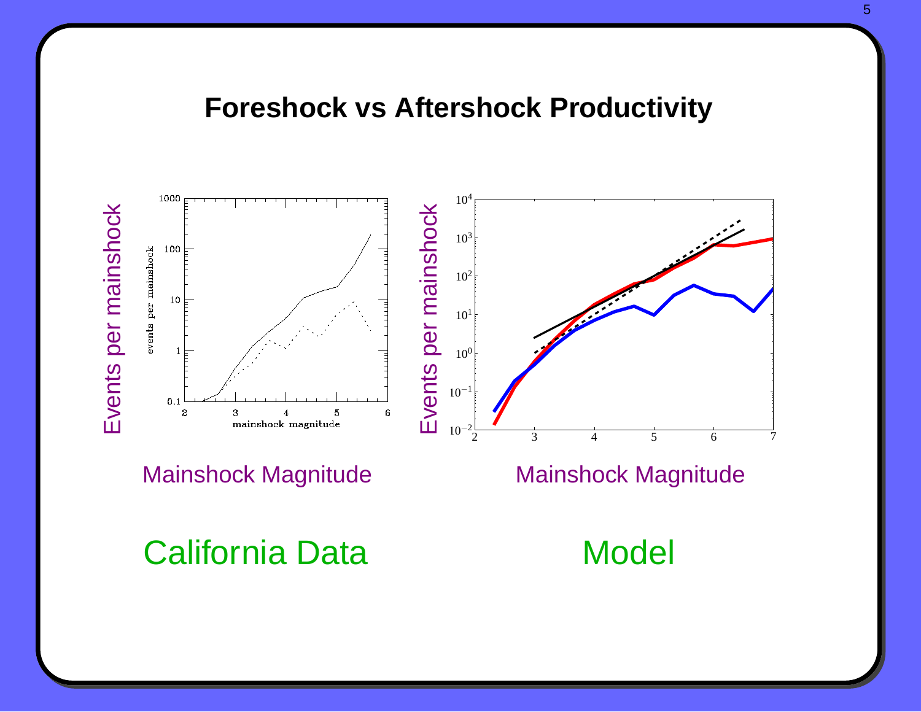# Foreshock vs Aftershock Productivity

Events per mainshock

Mainshock Magnitude

California Data

Events per mainshock

Mainshock Magnitude

Model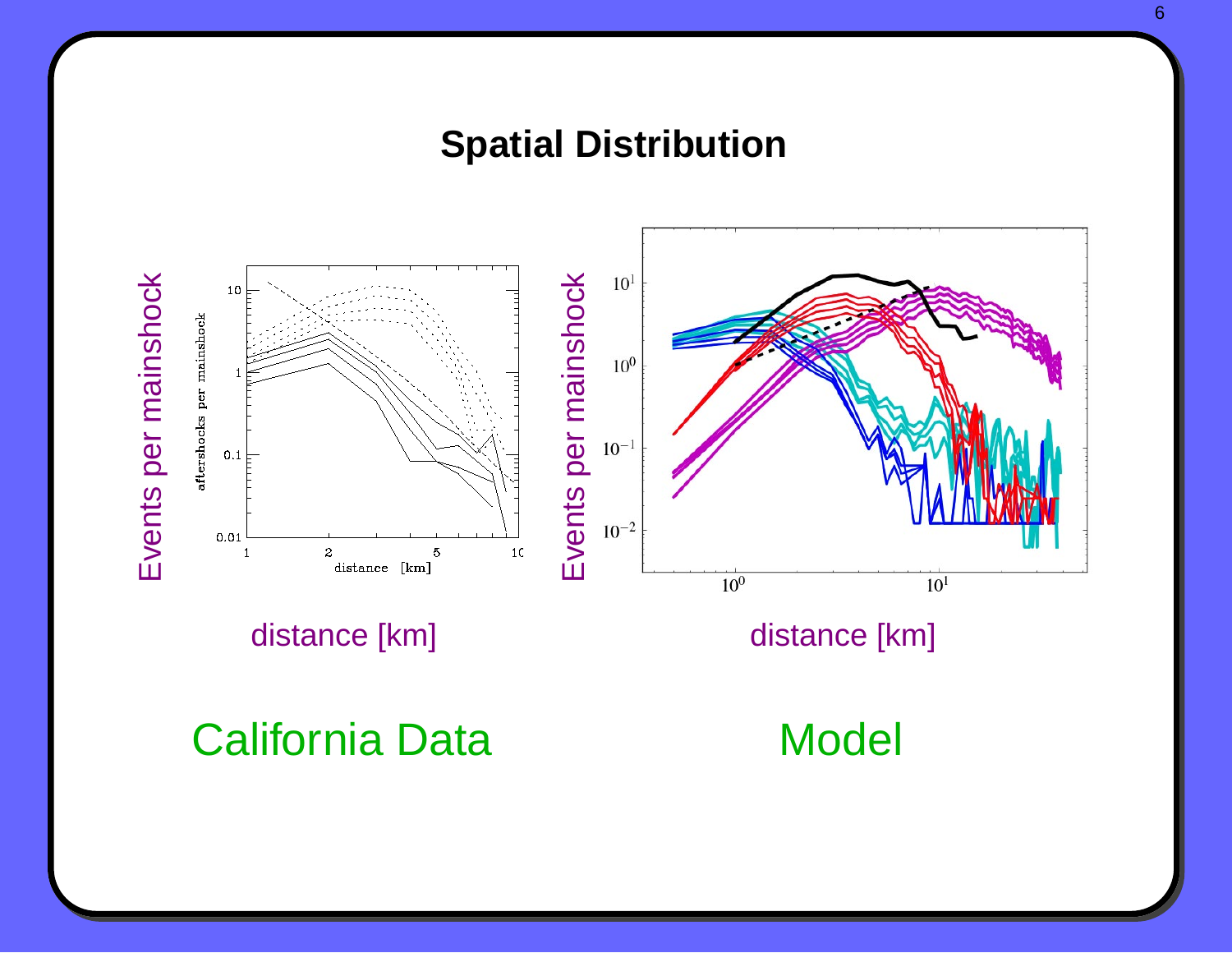# Spatial Distribution

Events per mainshock

distance [km]

**California Data**

Events per mainshock

distance [km]

**Model**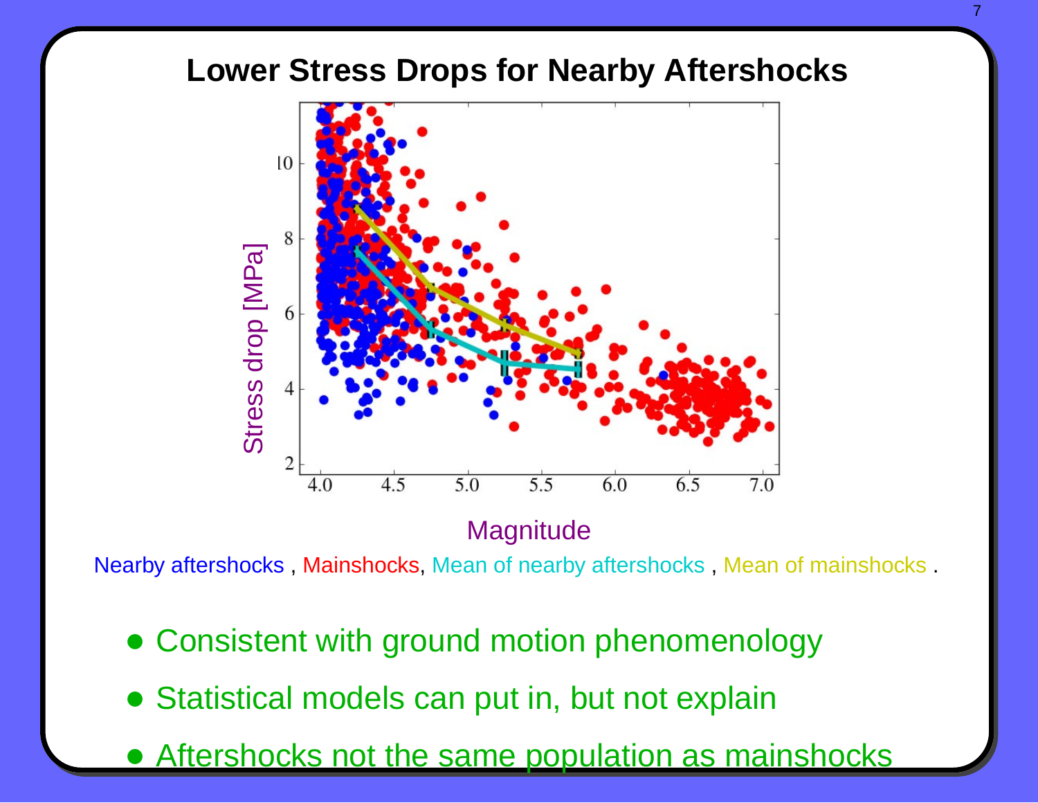# Lower Stress Drops for Nearby Aftershocks

Nearby aftershocks , Mainshocks, Mean of nearby aftershocks , Mean of mainshocks .

- Consistent with ground motion phenomenology
- Statistical models can put in, but not explain
- Aftershocks not the same population as mainshocks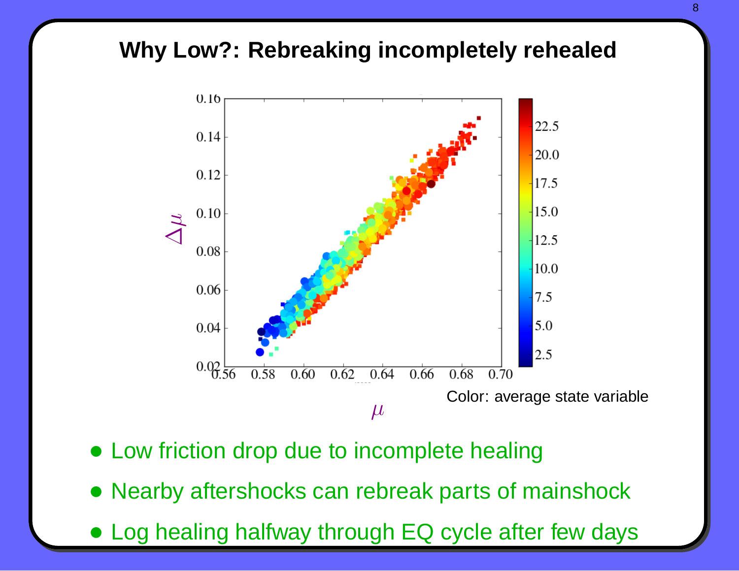# Why Low?: Rebreaking incompletely rehealed

Color: average state variable

- Low friction drop due to incomplete healing
- Nearby aftershocks can rebreak parts of mainshock
- Log healing halfway through EQ cycle after few days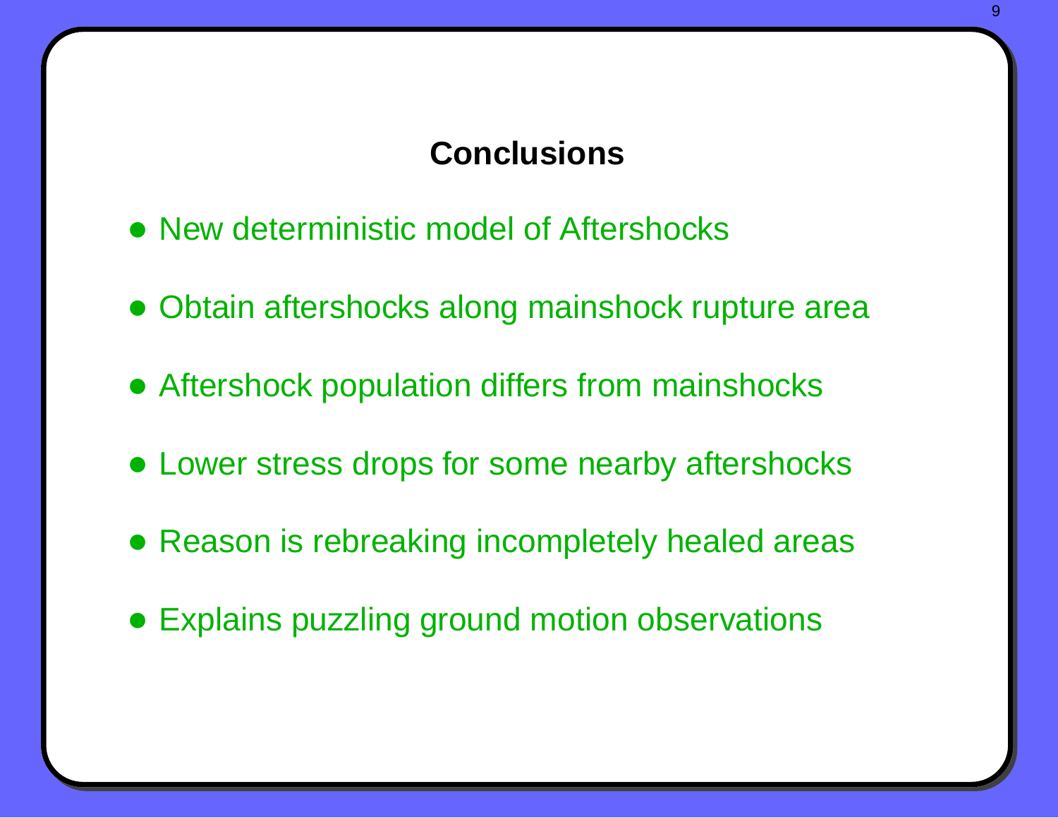## Conclusions

- New deterministic model of Aftershocks
- Obtain aftershocks along mainshock rupture area
- Aftershock population differs from mainshocks
- Lower stress drops for some nearby aftershocks
- Reason is rebreaking incompletely healed areas
- Explains puzzling ground motion observations